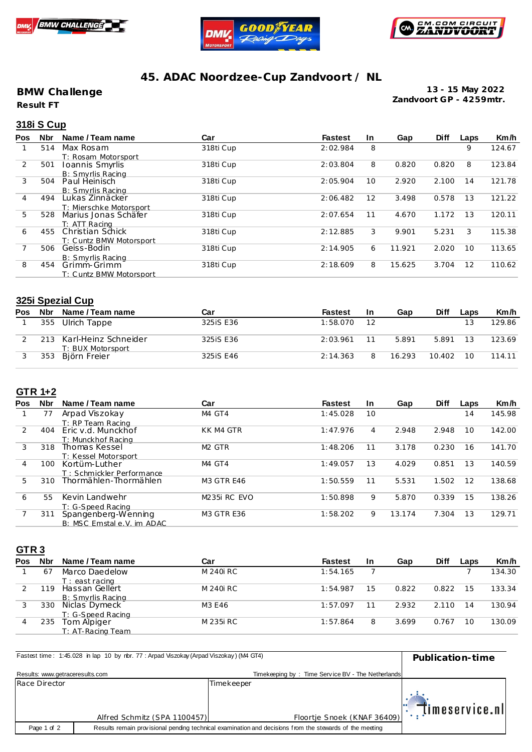# 45. ADAC Noordzee-Cup Zandvoort / NL

**BMW Challenge**

**Result FT**

**13 - 15 May 2022**
**Zandvoort GP - 4259mtr.**

## 318i S Cup

| Pos | Nbr | Name / Team name | Car | Fastest | In | Gap | Diff | Laps | Km/h |
|---|---|---|---|---|---|---|---|---|---|
| 1 | 514 | Max Rosam<br>T: Rosam Motorsport | 318ti Cup | 2:02.984 | 8 | | | 9 | 124.67 |
| 2 | 501 | Ioannis Smyrlis<br>B: Smyrlis Racing | 318ti Cup | 2:03.804 | 8 | 0.820 | 0.820 | 8 | 123.84 |
| 3 | 504 | Paul Heinisch<br>B: Smyrlis Racing | 318ti Cup | 2:05.904 | 10 | 2.920 | 2.100 | 14 | 121.78 |
| 4 | 494 | Lukas Zinnäcker<br>T: Mierschke Motorsport | 318ti Cup | 2:06.482 | 12 | 3.498 | 0.578 | 13 | 121.22 |
| 5 | 528 | Marius Jonas Schäfer<br>T: ATT Racing | 318ti Cup | 2:07.654 | 11 | 4.670 | 1.172 | 13 | 120.11 |
| 6 | 455 | Christian Schick<br>T: Cuntz BMW Motorsport | 318ti Cup | 2:12.885 | 3 | 9.901 | 5.231 | 3 | 115.38 |
| 7 | 506 | Geiss-Bodin<br>B: Smyrlis Racing | 318ti Cup | 2:14.905 | 6 | 11.921 | 2.020 | 10 | 113.65 |
| 8 | 454 | Grimm-Grimm<br>T: Cuntz BMW Motorsport | 318ti Cup | 2:18.609 | 8 | 15.625 | 3.704 | 12 | 110.62 |

## 325i Spezial Cup

| Pos | Nbr | Name / Team name | Car | Fastest | In | Gap | Diff | Laps | Km/h |
|---|---|---|---|---|---|---|---|---|---|
| 1 | 355 | Ulrich Tappe | 325iS E36 | 1:58.070 | 12 | | | 13 | 129.86 |
| 2 | 213 | Karl-Heinz Schneider<br>T: BUX Motorsport | 325iS E36 | 2:03.961 | 11 | 5.891 | 5.891 | 13 | 123.69 |
| 3 | 353 | Björn Freier | 325iS E46 | 2:14.363 | 8 | 16.293 | 10.402 | 10 | 114.11 |

## GTR 1+2

| Pos | Nbr | Name / Team name | Car | Fastest | In | Gap | Diff | Laps | Km/h |
|---|---|---|---|---|---|---|---|---|---|
| 1 | 77 | Arpad Viszokay<br>T: RP Team Racing | M4 GT4 | 1:45.028 | 10 | | | 14 | 145.98 |
| 2 | 404 | Eric v.d. Munckhof<br>T: Munckhof Racing | KK M4 GTR | 1:47.976 | 4 | 2.948 | 2.948 | 10 | 142.00 |
| 3 | 318 | Thomas Kessel<br>T: Kessel Motorsport | M2 GTR | 1:48.206 | 11 | 3.178 | 0.230 | 16 | 141.70 |
| 4 | 100 | Kortüm-Luther<br>T : Schmickler Performance | M4 GT4 | 1:49.057 | 13 | 4.029 | 0.851 | 13 | 140.59 |
| 5 | 310 | Thormählen-Thormählen | M3 GTR E46 | 1:50.559 | 11 | 5.531 | 1.502 | 12 | 138.68 |
| 6 | 55 | Kevin Landwehr<br>T: G-Speed Racing | M235i RC EVO | 1:50.898 | 9 | 5.870 | 0.339 | 15 | 138.26 |
| 7 | 311 | Spangenberg-Wenning<br>B: MSC Emstal e.V. im ADAC | M3 GTR E36 | 1:58.202 | 9 | 13.174 | 7.304 | 13 | 129.71 |

## GTR 3

| Pos | Nbr | Name / Team name | Car | Fastest | In | Gap | Diff | Laps | Km/h |
|---|---|---|---|---|---|---|---|---|---|
| 1 | 67 | Marco Daedelow<br>T : east racing | M 240i RC | 1:54.165 | 7 | | | 7 | 134.30 |
| 2 | 119 | Hassan Gellert<br>B: Smyrlis Racing | M 240i RC | 1:54.987 | 15 | 0.822 | 0.822 | 15 | 133.34 |
| 3 | 330 | Niclas Dymeck<br>T: G-Speed Racing | M3 E46 | 1:57.097 | 11 | 2.932 | 2.110 | 14 | 130.94 |
| 4 | 235 | Tom Alpiger<br>T: AT-Racing Team | M 235i RC | 1:57.864 | 8 | 3.699 | 0.767 | 10 | 130.09 |

Fastest time : 1:45.028 in lap 10 by nbr. 77 : Arpad Viszokay (Arpad Viszokay) (M4 GT4)

**Publication-time**

Results: www.getraceresults.com

Timekeeping by : Time Service BV - The Netherlands

| Race Director | Timekeeper |
|---|---|
| Alfred Schmitz (SPA 1100457) | Floortje Snoek (KNAF 36409) |

Results remain provisional pending technical examination and decisions from the stewards of the meeting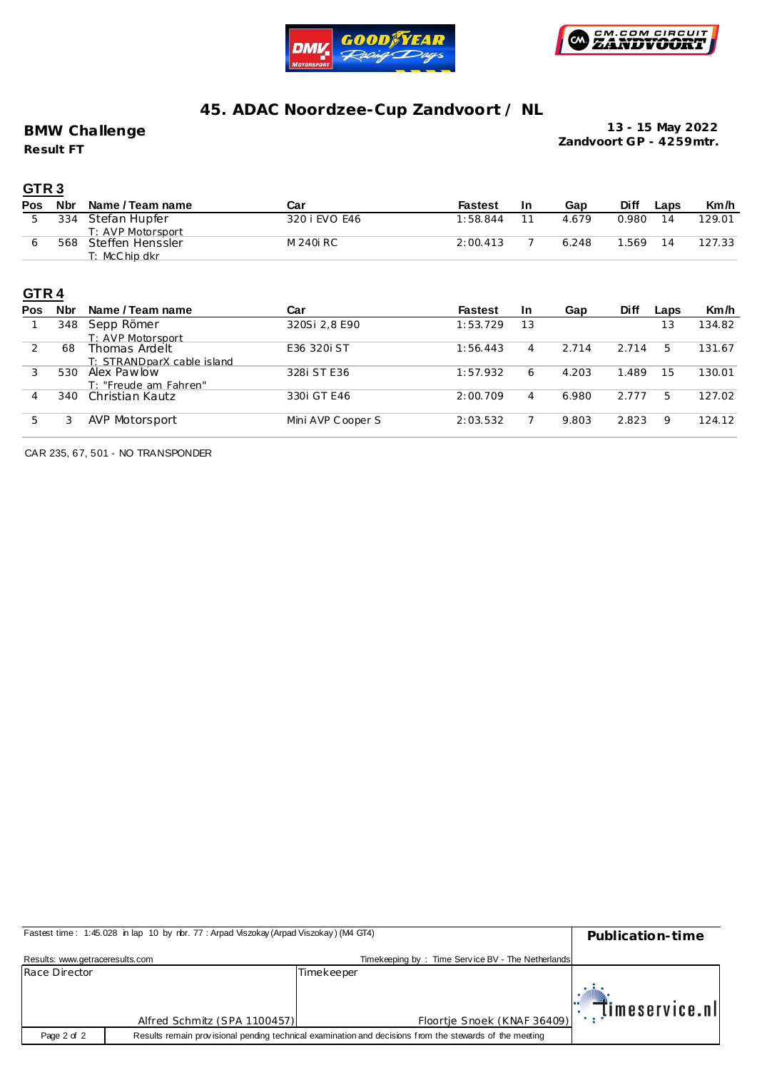# 45. ADAC Noordzee-Cup Zandvoort / NL

**BMW Challenge**

**Result FT**

**13 - 15 May 2022**
**Zandvoort GP - 4259mtr.**

## GTR 3

| Pos | Nbr | Name / Team name | Car | Fastest | In | Gap | Diff | Laps | Km/h |
|---|---|---|---|---|---|---|---|---|---|
| 5 | 334 | Stefan Hupfer<br>T: AVP Motorsport | 320 i EVO E46 | 1:58.844 | 11 | 4.679 | 0.980 | 14 | 129.01 |
| 6 | 568 | Steffen Henssler<br>T: McChip dkr | M 240i RC | 2:00.413 | 7 | 6.248 | 1.569 | 14 | 127.33 |

## GTR 4

| Pos | Nbr | Name / Team name | Car | Fastest | In | Gap | Diff | Laps | Km/h |
|---|---|---|---|---|---|---|---|---|---|
| 1 | 348 | Sepp Römer<br>T: AVP Motorsport | 320Si 2,8 E90 | 1:53.729 | 13 | | | 13 | 134.82 |
| 2 | 68 | Thomas Ardelt<br>T: STRANDparX cable island | E36 320i ST | 1:56.443 | 4 | 2.714 | 2.714 | 5 | 131.67 |
| 3 | 530 | Alex Pawlow<br>T: "Freude am Fahren" | 328i ST E36 | 1:57.932 | 6 | 4.203 | 1.489 | 15 | 130.01 |
| 4 | 340 | Christian Kautz | 330i GT E46 | 2:00.709 | 4 | 6.980 | 2.777 | 5 | 127.02 |
| 5 | 3 | AVP Motorsport | Mini AVP Cooper S | 2:03.532 | 7 | 9.803 | 2.823 | 9 | 124.12 |

CAR 235, 67, 501 - NO TRANSPONDER

Fastest time : 1:45.028 in lap 10 by nbr. 77 : Arpad Viszokay (Arpad Viszokay) (M4 GT4)

**Publication-time**

Results: www.getraceresults.com

Timekeeping by : Time Service BV - The Netherlands

| Race Director | Timekeeper |
|---|---|
| Alfred Schmitz (SPA 1100457) | Floortje Snoek (KNAF 36409) |

timeservice.nl

Results remain provisional pending technical examination and decisions from the stewards of the meeting